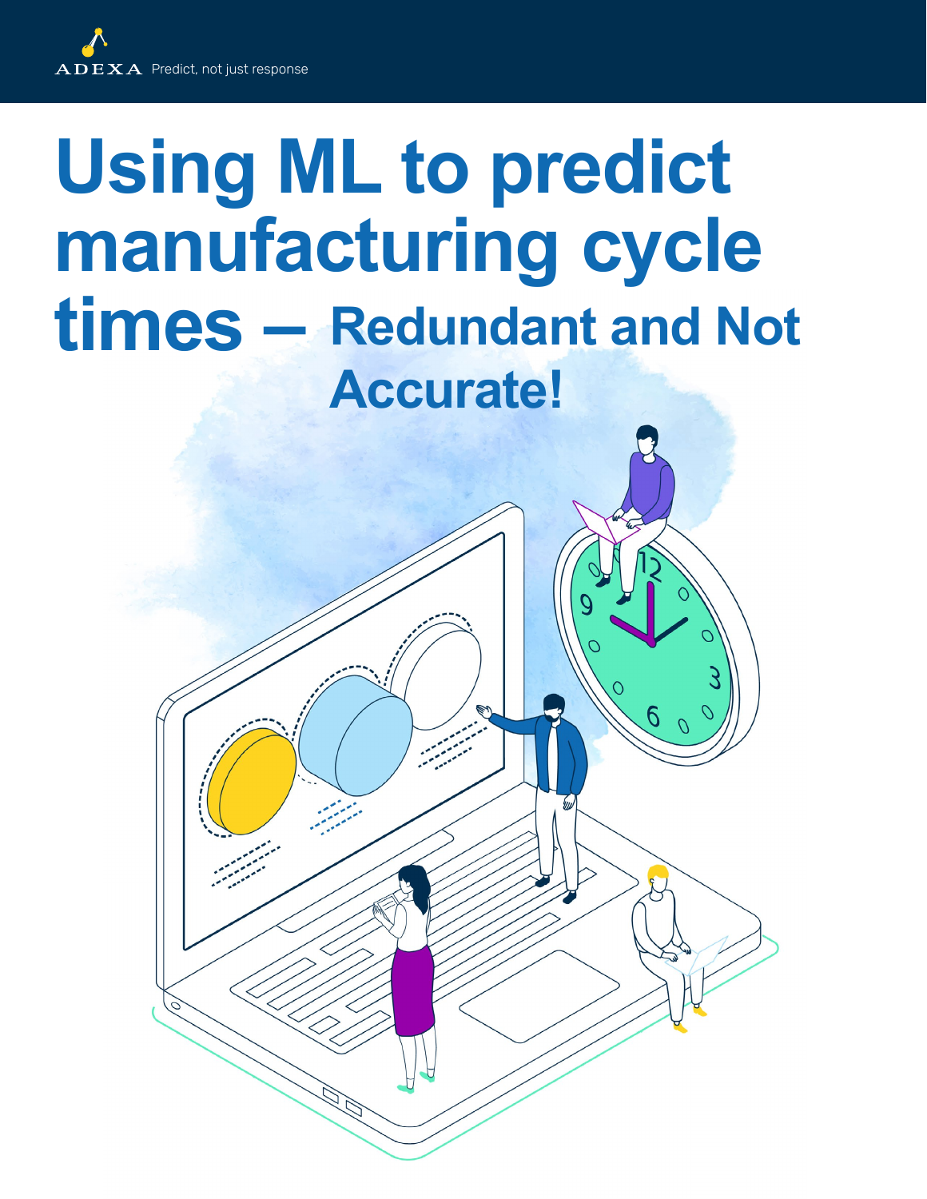ADEXA Predict, not just response

# Using ML to predict manufacturing cycle times – Redundant and Not Accurate!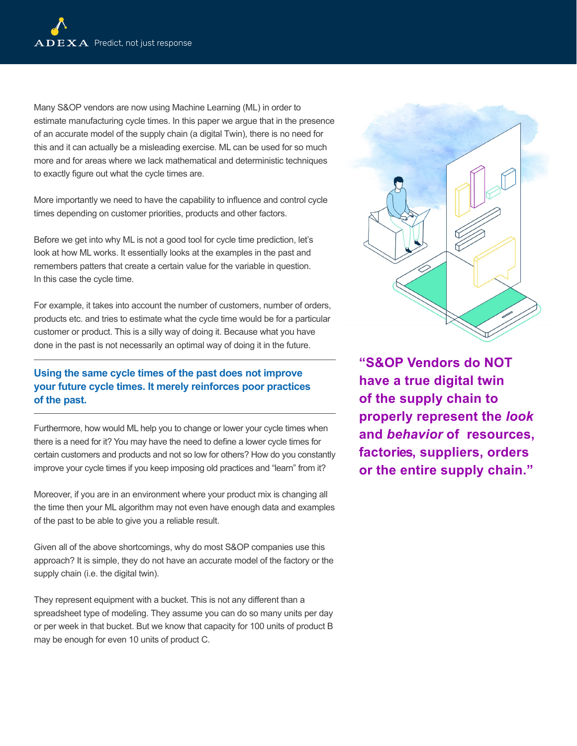Many S&OP vendors are now using Machine Learning (ML) in order to estimate manufacturing cycle times. In this paper we argue that in the presence of an accurate model of the supply chain (a digital Twin), there is no need for this and it can actually be a misleading exercise. ML can be used for so much more and for areas where we lack mathematical and deterministic techniques to exactly figure out what the cycle times are.

More importantly we need to have the capability to influence and control cycle times depending on customer priorities, products and other factors.

Before we get into why ML is not a good tool for cycle time prediction, let's look at how ML works. It essentially looks at the examples in the past and remembers patters that create a certain value for the variable in question. In this case the cycle time.

For example, it takes into account the number of customers, number of orders, products etc. and tries to estimate what the cycle time would be for a particular customer or product. This is a silly way of doing it. Because what you have done in the past is not necessarily an optimal way of doing it in the future.

---

**Using the same cycle times of the past does not improve your future cycle times. It merely reinforces poor practices of the past.**

---

Furthermore, how would ML help you to change or lower your cycle times when there is a need for it? You may have the need to define a lower cycle times for certain customers and products and not so low for others? How do you constantly improve your cycle times if you keep imposing old practices and "learn" from it?

Moreover, if you are in an environment where your product mix is changing all the time then your ML algorithm may not even have enough data and examples of the past to be able to give you a reliable result.

Given all of the above shortcomings, why do most S&OP companies use this approach? It is simple, they do not have an accurate model of the factory or the supply chain (i.e. the digital twin).

They represent equipment with a bucket. This is not any different than a spreadsheet type of modeling. They assume you can do so many units per day or per week in that bucket. But we know that capacity for 100 units of product B may be enough for even 10 units of product C.

**"S&OP Vendors do NOT have a true digital twin of the supply chain to properly represent the *look* and *behavior* of resources, factories, suppliers, orders or the entire supply chain."**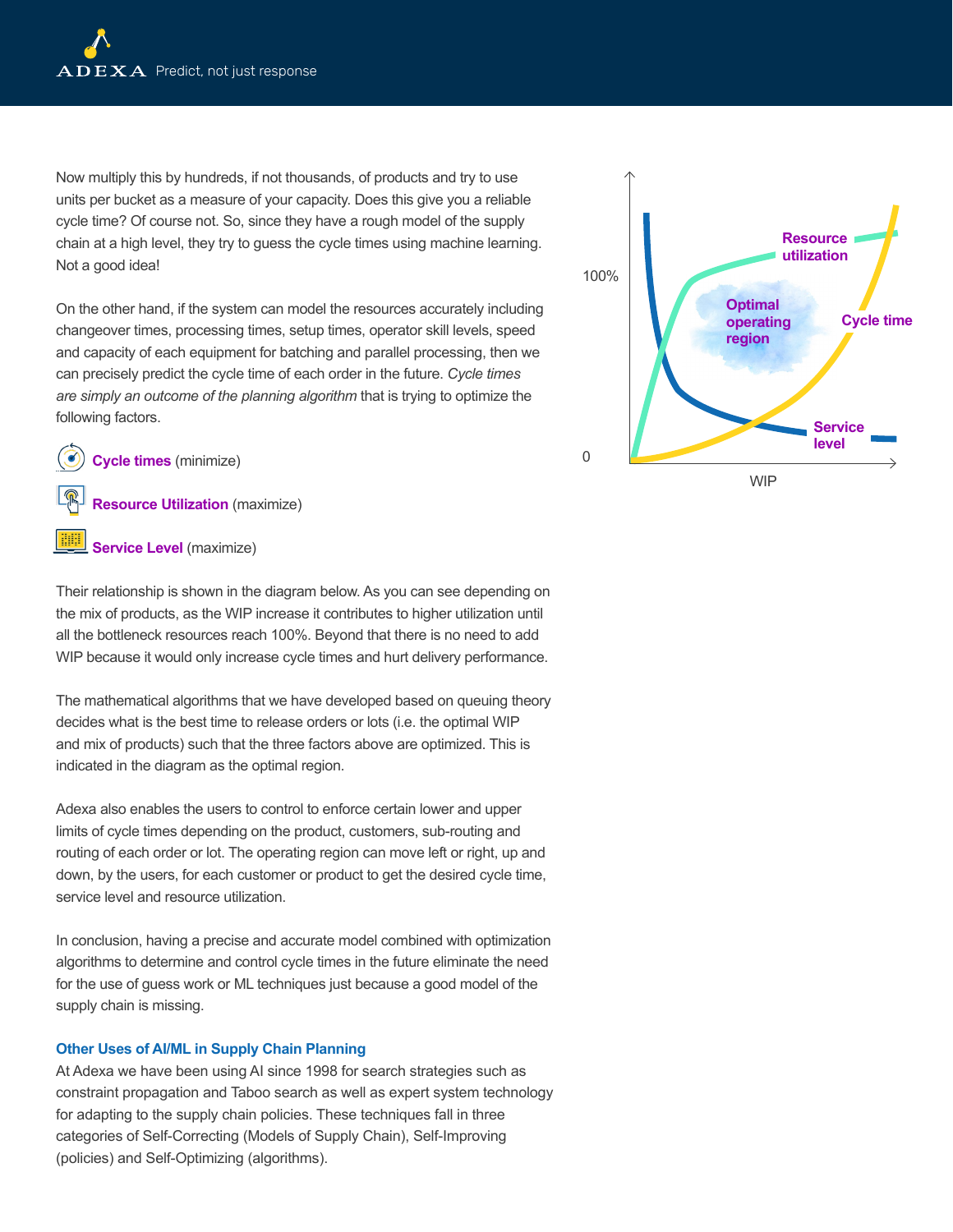Now multiply this by hundreds, if not thousands, of products and try to use units per bucket as a measure of your capacity. Does this give you a reliable cycle time? Of course not. So, since they have a rough model of the supply chain at a high level, they try to guess the cycle times using machine learning. Not a good idea!

On the other hand, if the system can model the resources accurately including changeover times, processing times, setup times, operator skill levels, speed and capacity of each equipment for batching and parallel processing, then we can precisely predict the cycle time of each order in the future. *Cycle times are simply an outcome of the planning algorithm* that is trying to optimize the following factors.

- **Cycle times** (minimize)
- **Resource Utilization** (maximize)
- **Service Level** (maximize)

Their relationship is shown in the diagram below. As you can see depending on the mix of products, as the WIP increase it contributes to higher utilization until all the bottleneck resources reach 100%. Beyond that there is no need to add WIP because it would only increase cycle times and hurt delivery performance.

The mathematical algorithms that we have developed based on queuing theory decides what is the best time to release orders or lots (i.e. the optimal WIP and mix of products) such that the three factors above are optimized. This is indicated in the diagram as the optimal region.

Adexa also enables the users to control to enforce certain lower and upper limits of cycle times depending on the product, customers, sub-routing and routing of each order or lot. The operating region can move left or right, up and down, by the users, for each customer or product to get the desired cycle time, service level and resource utilization.

In conclusion, having a precise and accurate model combined with optimization algorithms to determine and control cycle times in the future eliminate the need for the use of guess work or ML techniques just because a good model of the supply chain is missing.

### Other Uses of AI/ML in Supply Chain Planning

At Adexa we have been using AI since 1998 for search strategies such as constraint propagation and Taboo search as well as expert system technology for adapting to the supply chain policies. These techniques fall in three categories of Self-Correcting (Models of Supply Chain), Self-Improving (policies) and Self-Optimizing (algorithms).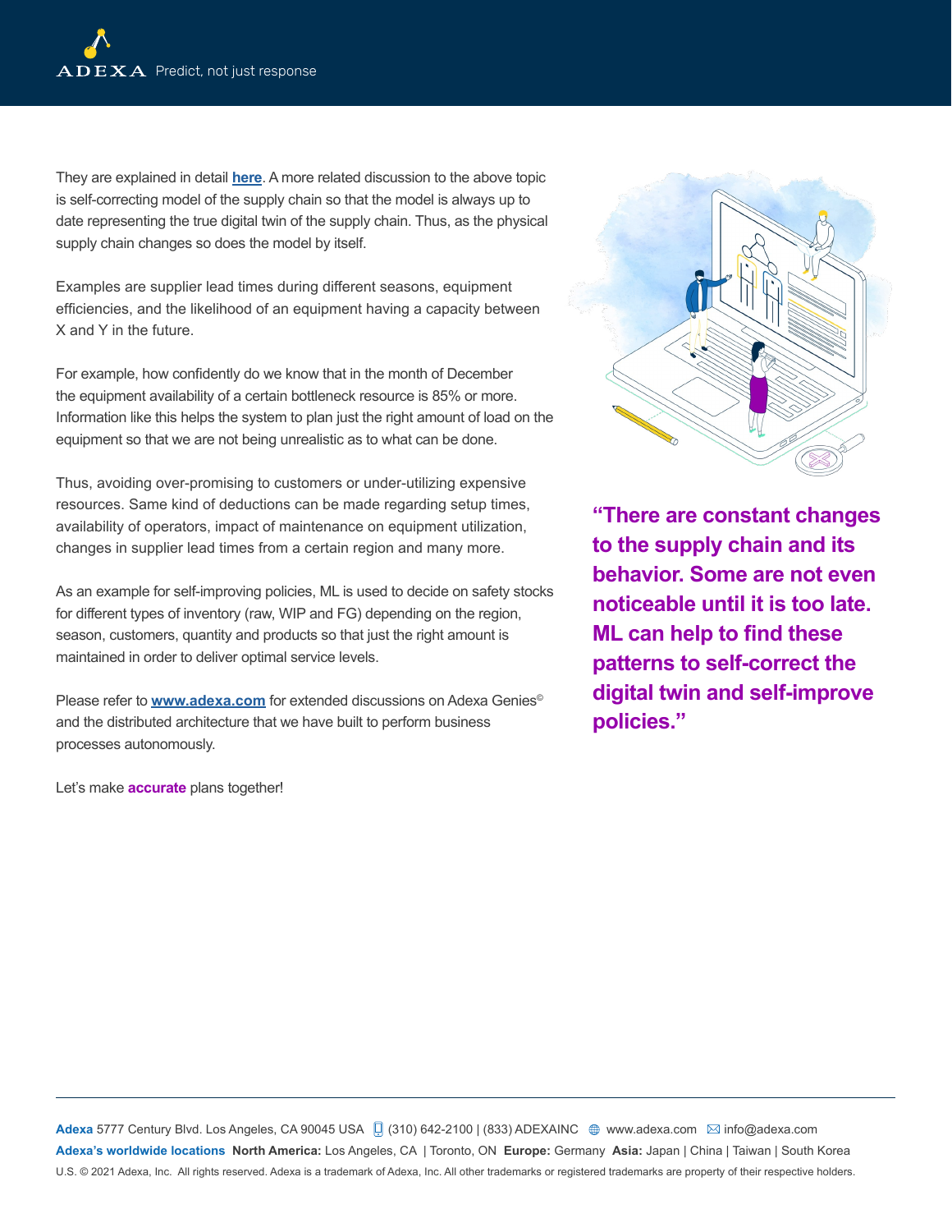They are explained in detail **here**. A more related discussion to the above topic is self-correcting model of the supply chain so that the model is always up to date representing the true digital twin of the supply chain. Thus, as the physical supply chain changes so does the model by itself.

Examples are supplier lead times during different seasons, equipment efficiencies, and the likelihood of an equipment having a capacity between X and Y in the future.

For example, how confidently do we know that in the month of December the equipment availability of a certain bottleneck resource is 85% or more. Information like this helps the system to plan just the right amount of load on the equipment so that we are not being unrealistic as to what can be done.

Thus, avoiding over-promising to customers or under-utilizing expensive resources. Same kind of deductions can be made regarding setup times, availability of operators, impact of maintenance on equipment utilization, changes in supplier lead times from a certain region and many more.

As an example for self-improving policies, ML is used to decide on safety stocks for different types of inventory (raw, WIP and FG) depending on the region, season, customers, quantity and products so that just the right amount is maintained in order to deliver optimal service levels.

Please refer to **www.adexa.com** for extended discussions on Adexa Genies© and the distributed architecture that we have built to perform business processes autonomously.

Let's make **accurate** plans together!

**"There are constant changes to the supply chain and its behavior. Some are not even noticeable until it is too late. ML can help to find these patterns to self-correct the digital twin and self-improve policies."**